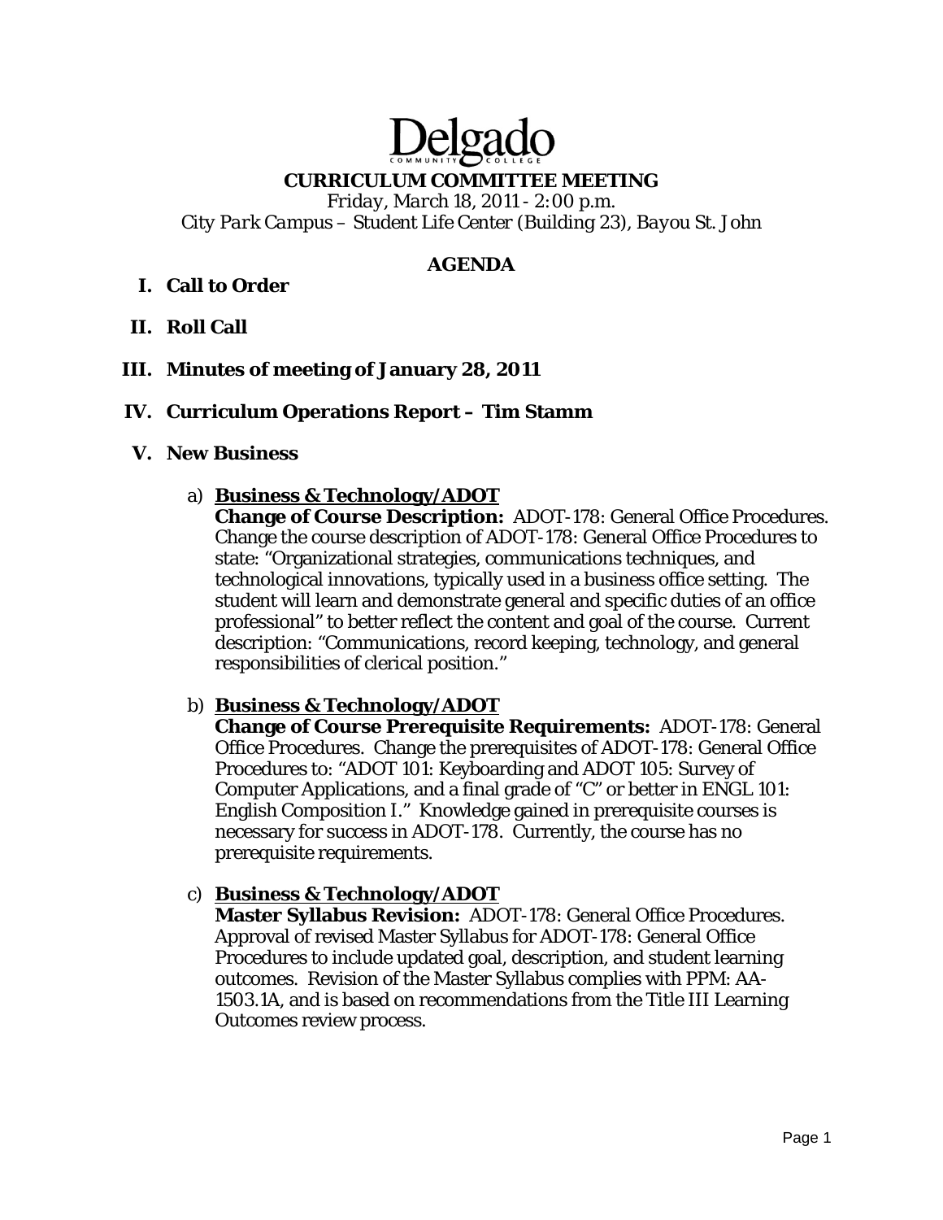# Delgado Community College

## CURRICULUM COMMITTEE MEETING

*Friday, March 18, 2011 - 2:00 p.m.*
*City Park Campus – Student Life Center (Building 23), Bayou St. John*

### AGENDA

**I. Call to Order**

**II. Roll Call**

**III. Minutes of meeting of January 28, 2011**

**IV. Curriculum Operations Report – Tim Stamm**

**V. New Business**

a) **Business & Technology/ADOT**
**Change of Course Description:** ADOT-178: General Office Procedures. Change the course description of ADOT-178: General Office Procedures to state: "Organizational strategies, communications techniques, and technological innovations, typically used in a business office setting. The student will learn and demonstrate general and specific duties of an office professional" to better reflect the content and goal of the course. Current description: "Communications, record keeping, technology, and general responsibilities of clerical position."

b) **Business & Technology/ADOT**
**Change of Course Prerequisite Requirements:** ADOT-178: General Office Procedures. Change the prerequisites of ADOT-178: General Office Procedures to: "ADOT 101: Keyboarding and ADOT 105: Survey of Computer Applications, and a final grade of "C" or better in ENGL 101: English Composition I." Knowledge gained in prerequisite courses is necessary for success in ADOT-178. Currently, the course has no prerequisite requirements.

c) **Business & Technology/ADOT**
**Master Syllabus Revision:** ADOT-178: General Office Procedures. Approval of revised Master Syllabus for ADOT-178: General Office Procedures to include updated goal, description, and student learning outcomes. Revision of the Master Syllabus complies with PPM: AA-1503.1A, and is based on recommendations from the Title III Learning Outcomes review process.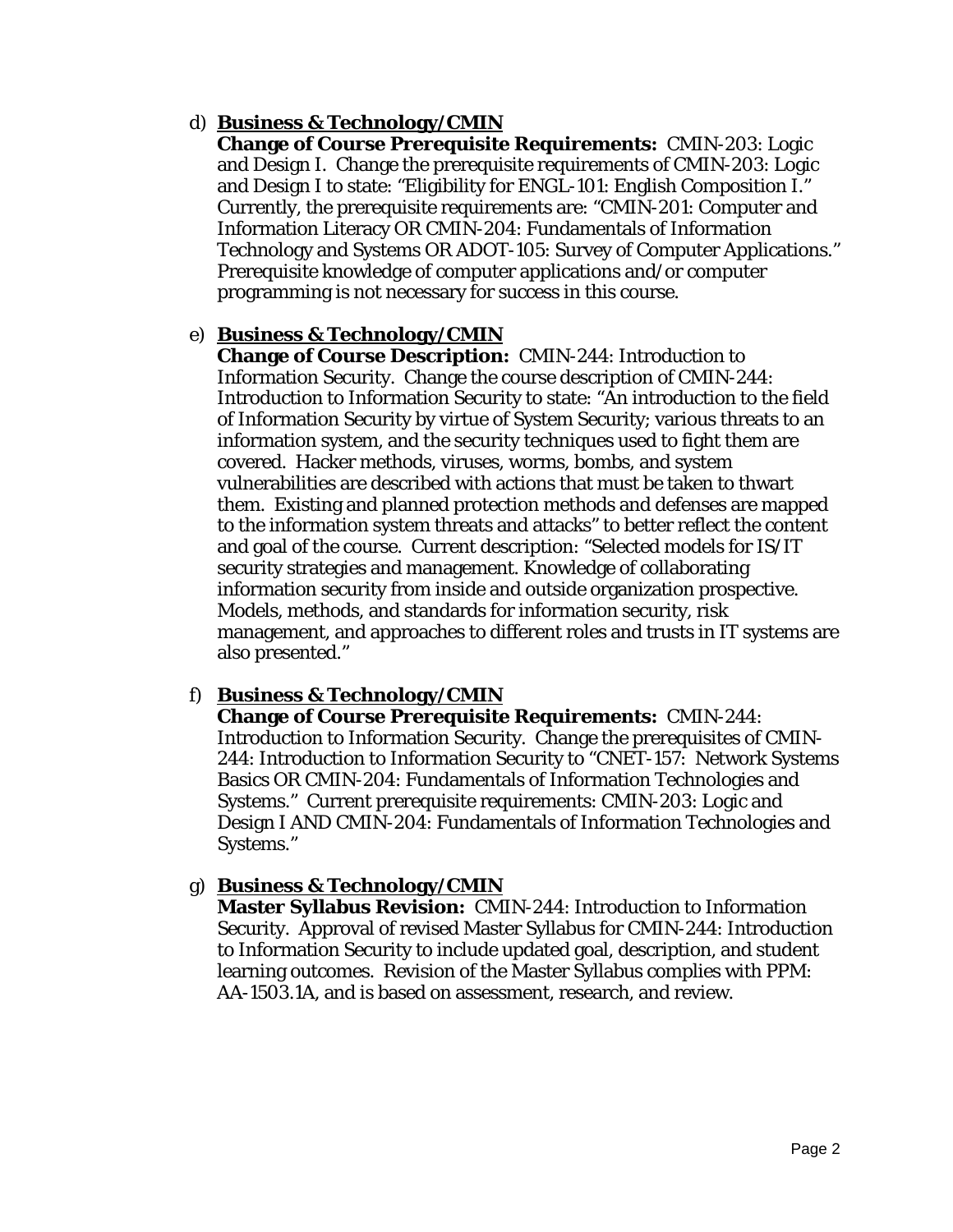d) **Business & Technology/CMIN**
   **Change of Course Prerequisite Requirements:** CMIN-203: Logic and Design I. Change the prerequisite requirements of CMIN-203: Logic and Design I to state: "Eligibility for ENGL-101: English Composition I." Currently, the prerequisite requirements are: "CMIN-201: Computer and Information Literacy OR CMIN-204: Fundamentals of Information Technology and Systems OR ADOT-105: Survey of Computer Applications." Prerequisite knowledge of computer applications and/or computer programming is not necessary for success in this course.

e) **Business & Technology/CMIN**
   **Change of Course Description:** CMIN-244: Introduction to Information Security. Change the course description of CMIN-244: Introduction to Information Security to state: "An introduction to the field of Information Security by virtue of System Security; various threats to an information system, and the security techniques used to fight them are covered. Hacker methods, viruses, worms, bombs, and system vulnerabilities are described with actions that must be taken to thwart them. Existing and planned protection methods and defenses are mapped to the information system threats and attacks" to better reflect the content and goal of the course. Current description: "Selected models for IS/IT security strategies and management. Knowledge of collaborating information security from inside and outside organization prospective. Models, methods, and standards for information security, risk management, and approaches to different roles and trusts in IT systems are also presented."

f) **Business & Technology/CMIN**
   **Change of Course Prerequisite Requirements:** CMIN-244: Introduction to Information Security. Change the prerequisites of CMIN-244: Introduction to Information Security to "CNET-157: Network Systems Basics OR CMIN-204: Fundamentals of Information Technologies and Systems." Current prerequisite requirements: CMIN-203: Logic and Design I AND CMIN-204: Fundamentals of Information Technologies and Systems."

g) **Business & Technology/CMIN**
   **Master Syllabus Revision:** CMIN-244: Introduction to Information Security. Approval of revised Master Syllabus for CMIN-244: Introduction to Information Security to include updated goal, description, and student learning outcomes. Revision of the Master Syllabus complies with PPM: AA-1503.1A, and is based on assessment, research, and review.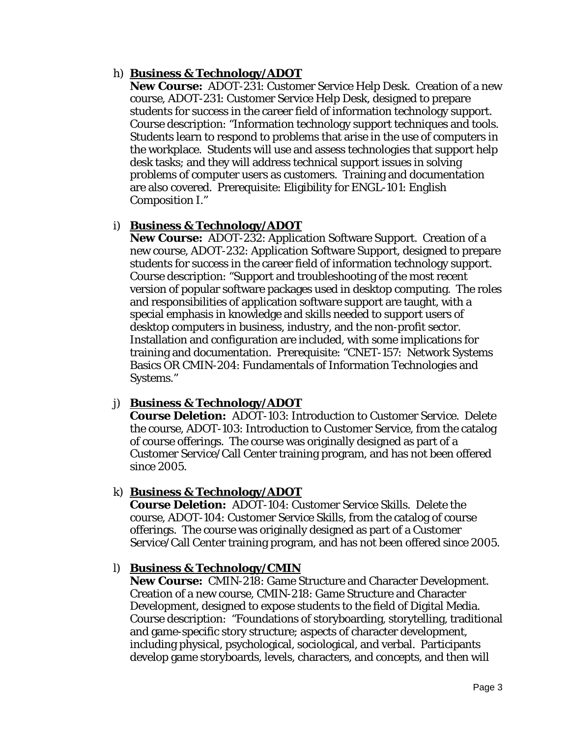h) **<u>Business & Technology/ADOT</u>**
   **New Course:** ADOT-231: Customer Service Help Desk. Creation of a new course, ADOT-231: Customer Service Help Desk, designed to prepare students for success in the career field of information technology support. Course description: "Information technology support techniques and tools. Students learn to respond to problems that arise in the use of computers in the workplace. Students will use and assess technologies that support help desk tasks; and they will address technical support issues in solving problems of computer users as customers. Training and documentation are also covered. Prerequisite: Eligibility for ENGL-101: English Composition I."

i) **<u>Business & Technology/ADOT</u>**
   **New Course:** ADOT-232: Application Software Support. Creation of a new course, ADOT-232: Application Software Support, designed to prepare students for success in the career field of information technology support. Course description: "Support and troubleshooting of the most recent version of popular software packages used in desktop computing. The roles and responsibilities of application software support are taught, with a special emphasis in knowledge and skills needed to support users of desktop computers in business, industry, and the non-profit sector. Installation and configuration are included, with some implications for training and documentation. Prerequisite: "CNET-157: Network Systems Basics OR CMIN-204: Fundamentals of Information Technologies and Systems."

j) **<u>Business & Technology/ADOT</u>**
   **Course Deletion:** ADOT-103: Introduction to Customer Service. Delete the course, ADOT-103: Introduction to Customer Service, from the catalog of course offerings. The course was originally designed as part of a Customer Service/Call Center training program, and has not been offered since 2005.

k) **<u>Business & Technology/ADOT</u>**
   **Course Deletion:** ADOT-104: Customer Service Skills. Delete the course, ADOT-104: Customer Service Skills, from the catalog of course offerings. The course was originally designed as part of a Customer Service/Call Center training program, and has not been offered since 2005.

l) **<u>Business & Technology/CMIN</u>**
   **New Course:** CMIN-218: Game Structure and Character Development. Creation of a new course, CMIN-218: Game Structure and Character Development, designed to expose students to the field of Digital Media. Course description: "Foundations of storyboarding, storytelling, traditional and game-specific story structure; aspects of character development, including physical, psychological, sociological, and verbal. Participants develop game storyboards, levels, characters, and concepts, and then will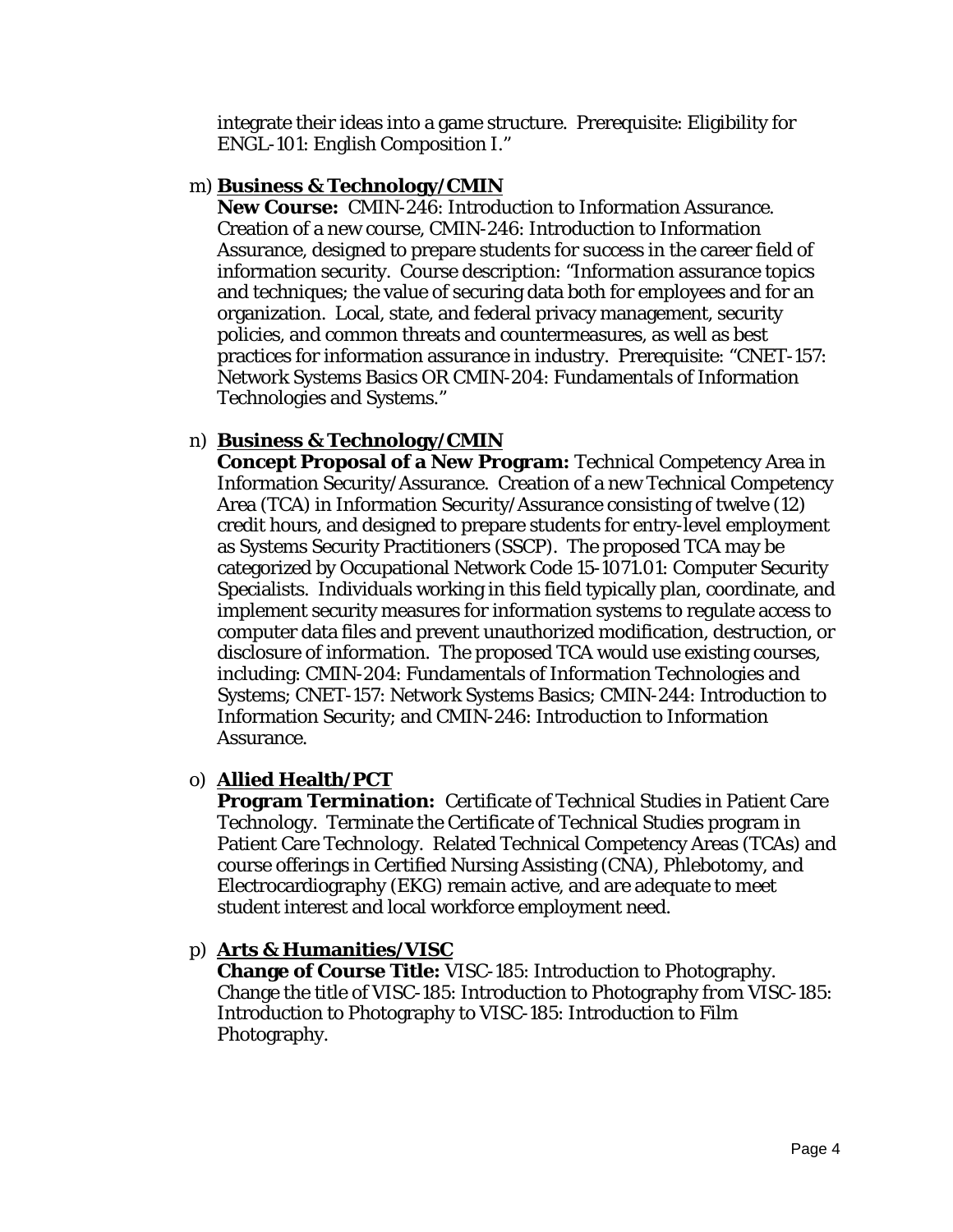integrate their ideas into a game structure. Prerequisite: Eligibility for ENGL-101: English Composition I."

m) **Business & Technology/CMIN**
**New Course:** CMIN-246: Introduction to Information Assurance. Creation of a new course, CMIN-246: Introduction to Information Assurance, designed to prepare students for success in the career field of information security. Course description: "Information assurance topics and techniques; the value of securing data both for employees and for an organization. Local, state, and federal privacy management, security policies, and common threats and countermeasures, as well as best practices for information assurance in industry. Prerequisite: "CNET-157: Network Systems Basics OR CMIN-204: Fundamentals of Information Technologies and Systems."

n) **Business & Technology/CMIN**
**Concept Proposal of a New Program:** Technical Competency Area in Information Security/Assurance. Creation of a new Technical Competency Area (TCA) in Information Security/Assurance consisting of twelve (12) credit hours, and designed to prepare students for entry-level employment as Systems Security Practitioners (SSCP). The proposed TCA may be categorized by Occupational Network Code 15-1071.01: Computer Security Specialists. Individuals working in this field typically plan, coordinate, and implement security measures for information systems to regulate access to computer data files and prevent unauthorized modification, destruction, or disclosure of information. The proposed TCA would use existing courses, including: CMIN-204: Fundamentals of Information Technologies and Systems; CNET-157: Network Systems Basics; CMIN-244: Introduction to Information Security; and CMIN-246: Introduction to Information Assurance.

o) **Allied Health/PCT**
**Program Termination:** Certificate of Technical Studies in Patient Care Technology. Terminate the Certificate of Technical Studies program in Patient Care Technology. Related Technical Competency Areas (TCAs) and course offerings in Certified Nursing Assisting (CNA), Phlebotomy, and Electrocardiography (EKG) remain active, and are adequate to meet student interest and local workforce employment need.

p) **Arts & Humanities/VISC**
**Change of Course Title:** VISC-185: Introduction to Photography. Change the title of VISC-185: Introduction to Photography from VISC-185: Introduction to Photography to VISC-185: Introduction to Film Photography.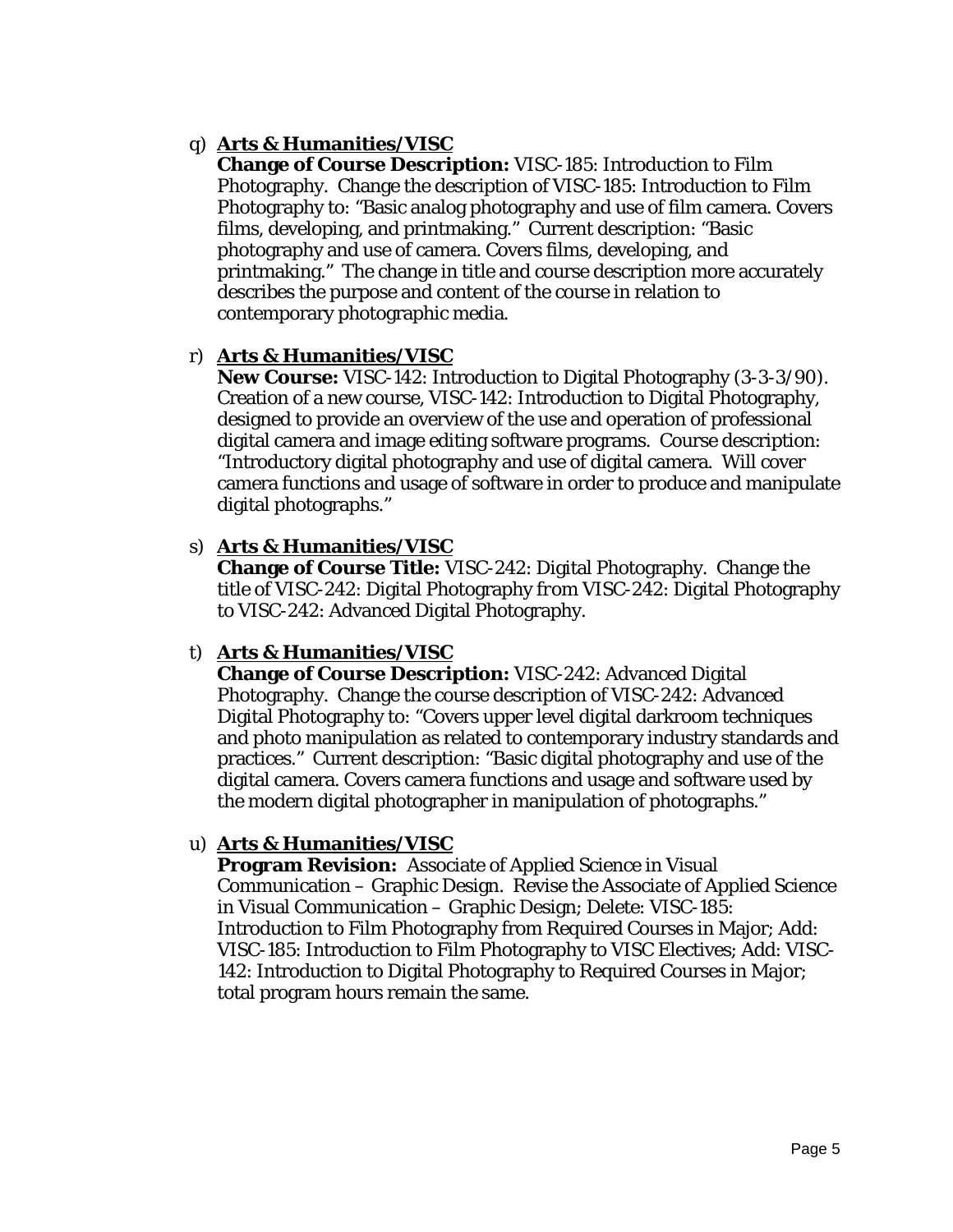q) **Arts & Humanities/VISC**
   **Change of Course Description:** VISC-185: Introduction to Film Photography. Change the description of VISC-185: Introduction to Film Photography to: "Basic analog photography and use of film camera. Covers films, developing, and printmaking." Current description: "Basic photography and use of camera. Covers films, developing, and printmaking." The change in title and course description more accurately describes the purpose and content of the course in relation to contemporary photographic media.

r) **Arts & Humanities/VISC**
   **New Course:** VISC-142: Introduction to Digital Photography (3-3-3/90). Creation of a new course, VISC-142: Introduction to Digital Photography, designed to provide an overview of the use and operation of professional digital camera and image editing software programs. Course description: "Introductory digital photography and use of digital camera. Will cover camera functions and usage of software in order to produce and manipulate digital photographs."

s) **Arts & Humanities/VISC**
   **Change of Course Title:** VISC-242: Digital Photography. Change the title of VISC-242: Digital Photography from VISC-242: Digital Photography to VISC-242: Advanced Digital Photography.

t) **Arts & Humanities/VISC**
   **Change of Course Description:** VISC-242: Advanced Digital Photography. Change the course description of VISC-242: Advanced Digital Photography to: "Covers upper level digital darkroom techniques and photo manipulation as related to contemporary industry standards and practices." Current description: "Basic digital photography and use of the digital camera. Covers camera functions and usage and software used by the modern digital photographer in manipulation of photographs."

u) **Arts & Humanities/VISC**
   **Program Revision:** Associate of Applied Science in Visual Communication – Graphic Design. Revise the Associate of Applied Science in Visual Communication – Graphic Design; Delete: VISC-185: Introduction to Film Photography from Required Courses in Major; Add: VISC-185: Introduction to Film Photography to VISC Electives; Add: VISC-142: Introduction to Digital Photography to Required Courses in Major; total program hours remain the same.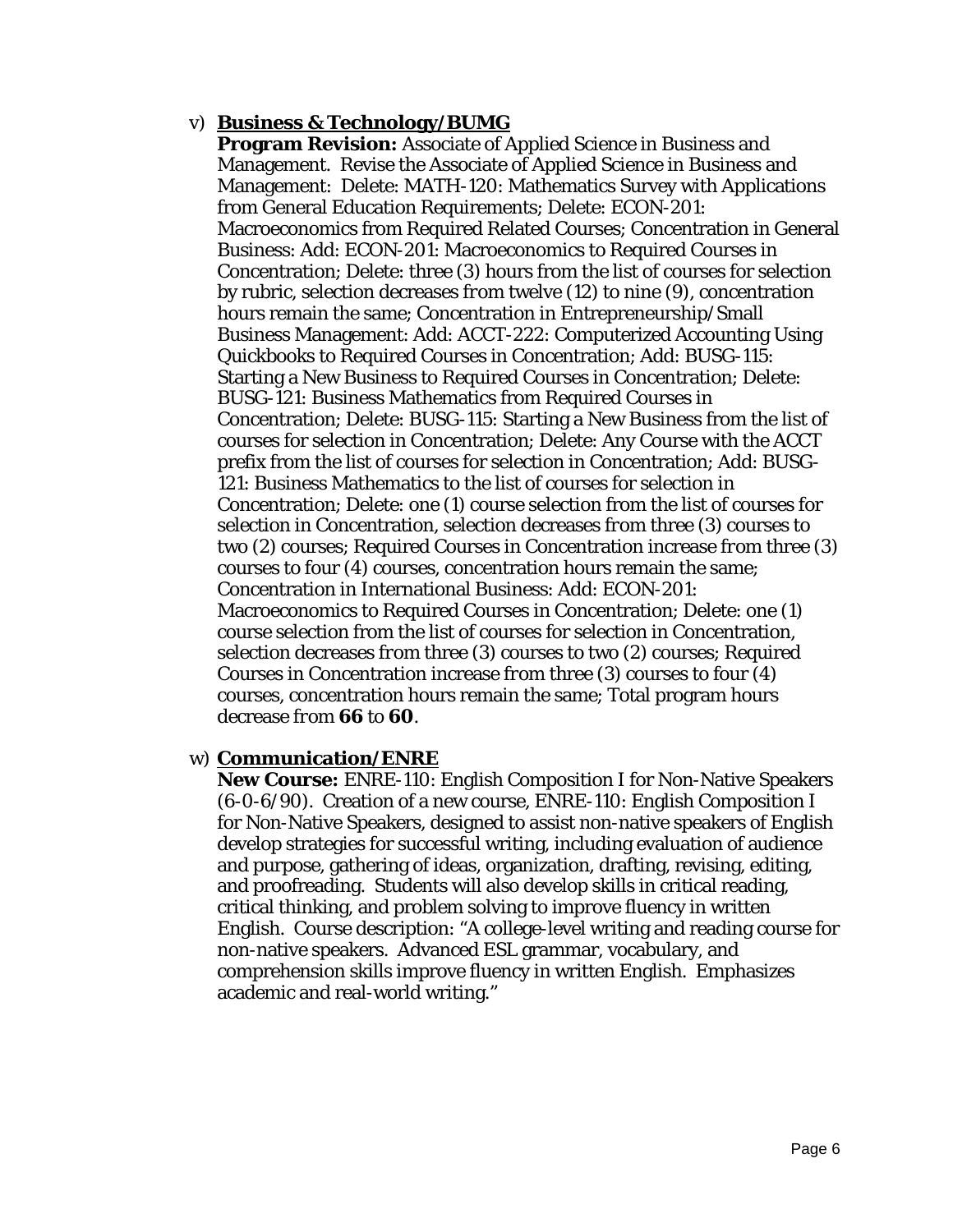v) **<u>Business & Technology/BUMG</u>**

**Program Revision:** Associate of Applied Science in Business and Management. Revise the Associate of Applied Science in Business and Management: Delete: MATH-120: Mathematics Survey with Applications from General Education Requirements; Delete: ECON-201: Macroeconomics from Required Related Courses; Concentration in General Business: Add: ECON-201: Macroeconomics to Required Courses in Concentration; Delete: three (3) hours from the list of courses for selection by rubric, selection decreases *from* twelve (12) *to* nine (9), concentration hours remain the same; Concentration in Entrepreneurship/Small Business Management: Add: ACCT-222: Computerized Accounting Using Quickbooks to Required Courses in Concentration; Add: BUSG-115: Starting a New Business to Required Courses in Concentration; Delete: BUSG-121: Business Mathematics from Required Courses in Concentration; Delete: BUSG-115: Starting a New Business from the list of courses for selection in Concentration; Delete: Any Course with the ACCT prefix from the list of courses for selection in Concentration; Add: BUSG-121: Business Mathematics to the list of courses for selection in Concentration; Delete: one (1) course selection from the list of courses for selection in Concentration, selection decreases *from* three (3) courses *to* two (2) courses; Required Courses in Concentration increase *from* three (3) courses *to* four (4) courses, concentration hours remain the same; Concentration in International Business: Add: ECON-201: Macroeconomics to Required Courses in Concentration; Delete: one (1) course selection from the list of courses for selection in Concentration, selection decreases *from* three (3) courses *to* two (2) courses; Required Courses in Concentration increase *from* three (3) courses *to* four (4) courses, concentration hours remain the same; Total program hours decrease *from* **66** *to* **60**.

w) **<u>Communication/ENRE</u>**

**New Course:** ENRE-110: English Composition I for Non-Native Speakers (6-0-6/90). Creation of a new course, ENRE-110: English Composition I for Non-Native Speakers, designed to assist non-native speakers of English develop strategies for successful writing, including evaluation of audience and purpose, gathering of ideas, organization, drafting, revising, editing, and proofreading. Students will also develop skills in critical reading, critical thinking, and problem solving to improve fluency in written English. Course description: "A college-level writing and reading course for non-native speakers. Advanced ESL grammar, vocabulary, and comprehension skills improve fluency in written English. Emphasizes academic and real-world writing."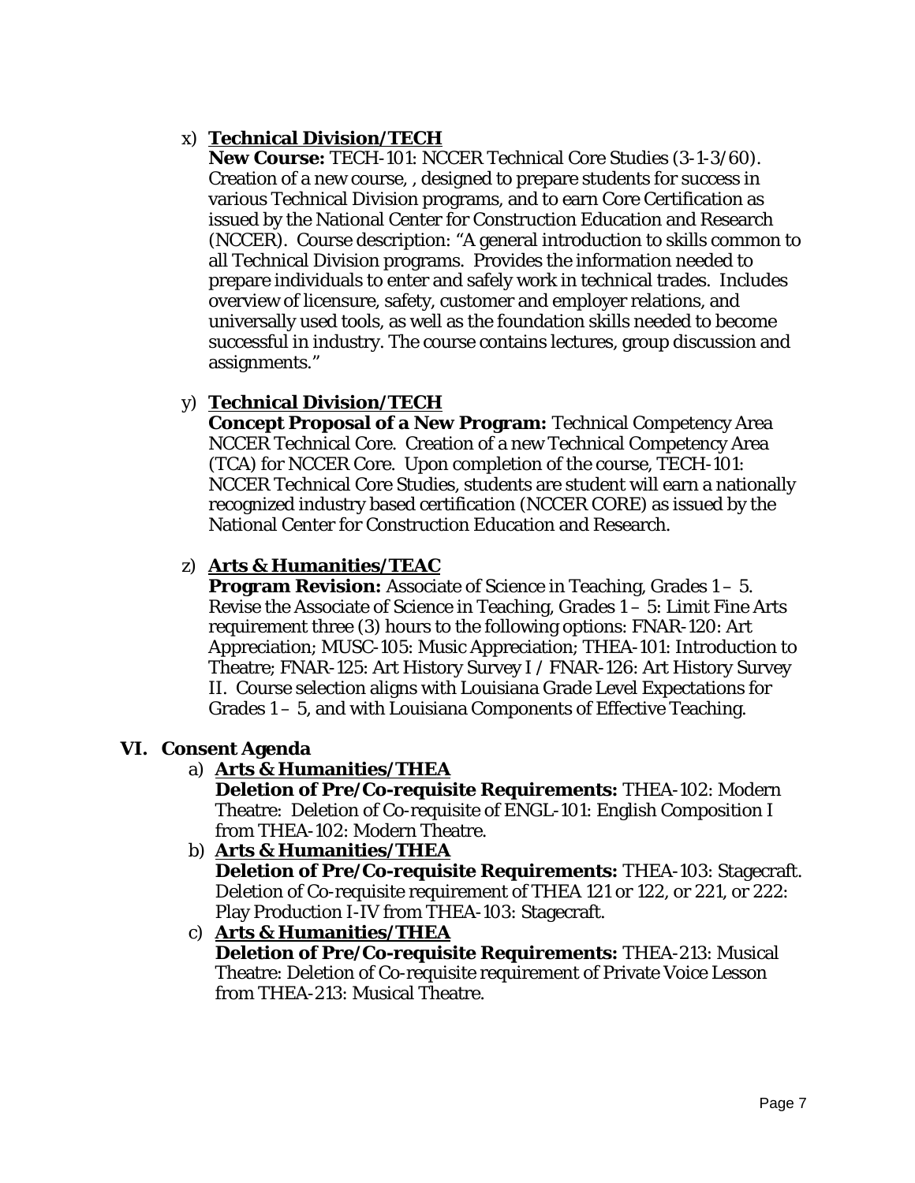x) **Technical Division/TECH**
   **New Course:** TECH-101: NCCER Technical Core Studies (3-1-3/60). Creation of a new course, , designed to prepare students for success in various Technical Division programs, and to earn Core Certification as issued by the National Center for Construction Education and Research (NCCER). Course description: "A general introduction to skills common to all Technical Division programs. Provides the information needed to prepare individuals to enter and safely work in technical trades. Includes overview of licensure, safety, customer and employer relations, and universally used tools, as well as the foundation skills needed to become successful in industry. The course contains lectures, group discussion and assignments."

y) **Technical Division/TECH**
   **Concept Proposal of a New Program:** Technical Competency Area NCCER Technical Core. Creation of a new Technical Competency Area (TCA) for NCCER Core. Upon completion of the course, TECH-101: NCCER Technical Core Studies, students are student will earn a nationally recognized industry based certification (NCCER CORE) as issued by the National Center for Construction Education and Research.

z) **Arts & Humanities/TEAC**
   **Program Revision:** Associate of Science in Teaching, Grades 1 – 5. Revise the Associate of Science in Teaching, Grades 1 – 5: Limit Fine Arts requirement three (3) hours to the following options: FNAR-120: Art Appreciation; MUSC-105: Music Appreciation; THEA-101: Introduction to Theatre; FNAR-125: Art History Survey I / FNAR-126: Art History Survey II. Course selection aligns with Louisiana Grade Level Expectations for Grades 1 – 5, and with Louisiana Components of Effective Teaching.

## VI. Consent Agenda

a) **Arts & Humanities/THEA**
   **Deletion of Pre/Co-requisite Requirements:** THEA-102: Modern Theatre: Deletion of Co-requisite of ENGL-101: English Composition I from THEA-102: Modern Theatre.

b) **Arts & Humanities/THEA**
   **Deletion of Pre/Co-requisite Requirements:** THEA-103: Stagecraft. Deletion of Co-requisite requirement of THEA 121 or 122, or 221, or 222: Play Production I-IV from THEA-103: Stagecraft.

c) **Arts & Humanities/THEA**
   **Deletion of Pre/Co-requisite Requirements:** THEA-213: Musical Theatre: Deletion of Co-requisite requirement of Private Voice Lesson from THEA-213: Musical Theatre.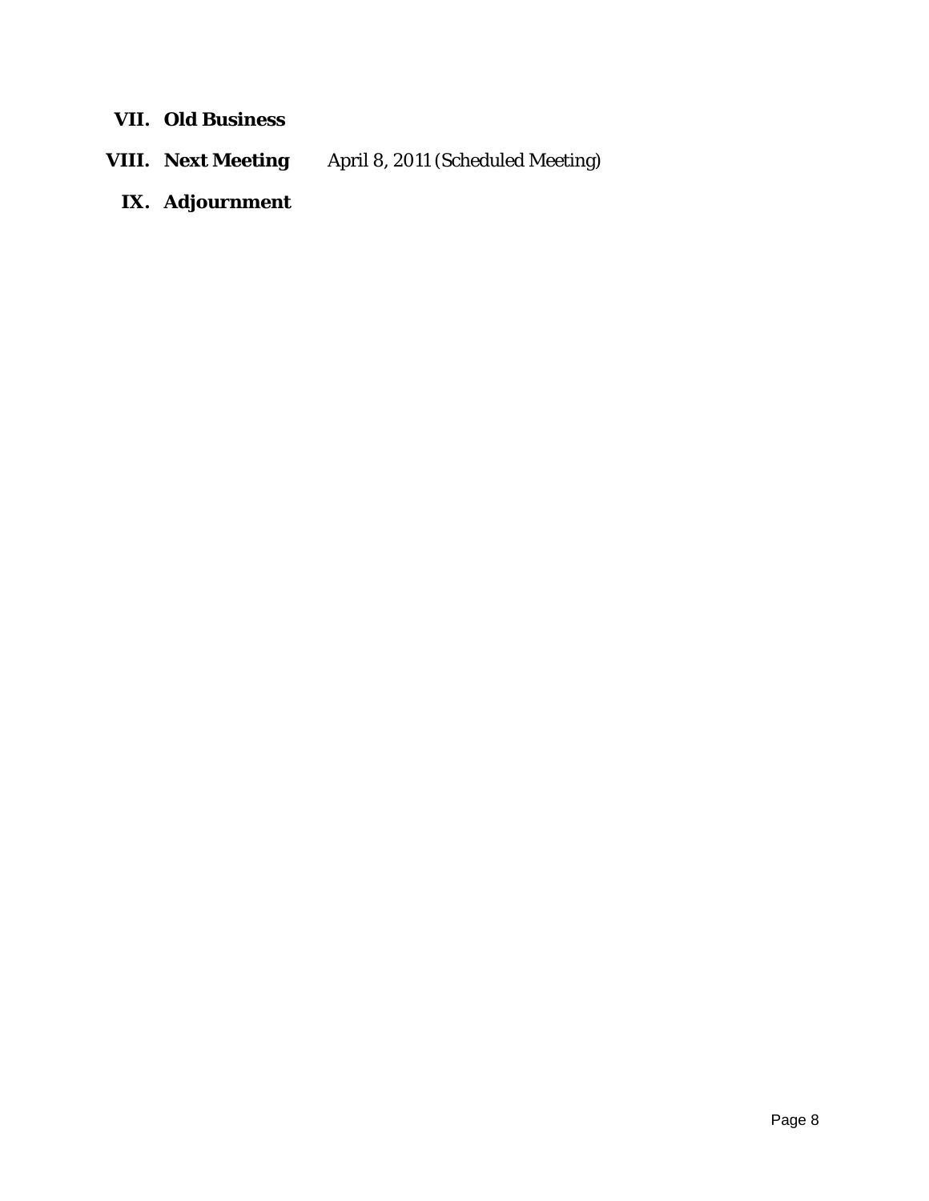**VII. Old Business**

**VIII. Next Meeting** April 8, 2011 (Scheduled Meeting)

**IX. Adjournment**